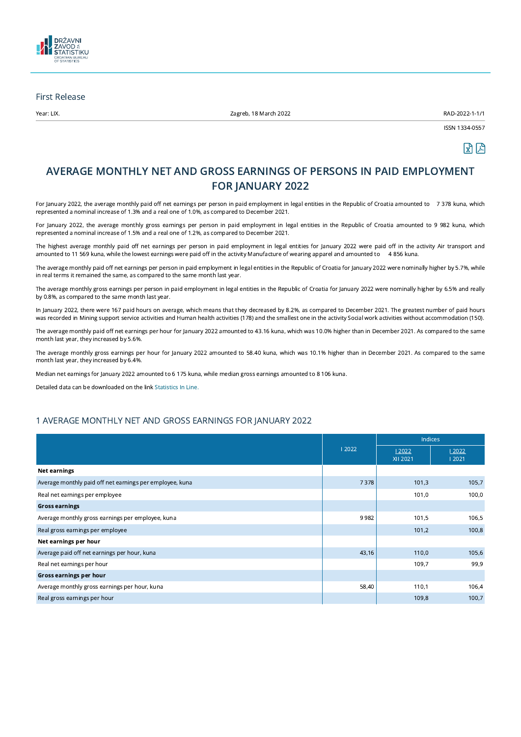DRŽAVNI ZAVOD ZA STATISTIKU
CROATIAN BUREAU OF STATISTICS

First Release

Year: LIX. | Zagreb, 18 March 2022 | RAD-2022-1-1/1

ISSN 1334-0557

# AVERAGE MONTHLY NET AND GROSS EARNINGS OF PERSONS IN PAID EMPLOYMENT FOR JANUARY 2022

For January 2022, the average monthly paid off net earnings per person in paid employment in legal entities in the Republic of Croatia amounted to 7 378 kuna, which represented a nominal increase of 1.3% and a real one of 1.0%, as compared to December 2021.

For January 2022, the average monthly gross earnings per person in paid employment in legal entities in the Republic of Croatia amounted to 9 982 kuna, which represented a nominal increase of 1.5% and a real one of 1.2%, as compared to December 2021.

The highest average monthly paid off net earnings per person in paid employment in legal entities for January 2022 were paid off in the activity Air transport and amounted to 11 569 kuna, while the lowest earnings were paid off in the activity Manufacture of wearing apparel and amounted to 4 856 kuna.

The average monthly paid off net earnings per person in paid employment in legal entities in the Republic of Croatia for January 2022 were nominally higher by 5.7%, while in real terms it remained the same, as compared to the same month last year.

The average monthly gross earnings per person in paid employment in legal entities in the Republic of Croatia for January 2022 were nominally higher by 6.5% and really by 0.8%, as compared to the same month last year.

In January 2022, there were 167 paid hours on average, which means that they decreased by 8.2%, as compared to December 2021. The greatest number of paid hours was recorded in Mining support service activities and Human health activities (178) and the smallest one in the activity Social work activities without accommodation (150).

The average monthly paid off net earnings per hour for January 2022 amounted to 43.16 kuna, which was 10.0% higher than in December 2021. As compared to the same month last year, they increased by 5.6%.

The average monthly gross earnings per hour for January 2022 amounted to 58.40 kuna, which was 10.1% higher than in December 2021. As compared to the same month last year, they increased by 6.4%.

Median net earnings for January 2022 amounted to 6 175 kuna, while median gross earnings amounted to 8 106 kuna.

Detailed data can be downloaded on the link Statistics In Line.

## 1 AVERAGE MONTHLY NET AND GROSS EARNINGS FOR JANUARY 2022

| | I 2022 | Indices | |
|---|---|---|---|
| | | I 2022 / XII 2021 | I 2022 / I 2021 |
| **Net earnings** | | | |
| Average monthly paid off net earnings per employee, kuna | 7 378 | 101,3 | 105,7 |
| Real net earnings per employee | | 101,0 | 100,0 |
| **Gross earnings** | | | |
| Average monthly gross earnings per employee, kuna | 9 982 | 101,5 | 106,5 |
| Real gross earnings per employee | | 101,2 | 100,8 |
| **Net earnings per hour** | | | |
| Average paid off net earnings per hour, kuna | 43,16 | 110,0 | 105,6 |
| Real net earnings per hour | | 109,7 | 99,9 |
| **Gross earnings per hour** | | | |
| Average monthly gross earnings per hour, kuna | 58,40 | 110,1 | 106,4 |
| Real gross earnings per hour | | 109,8 | 100,7 |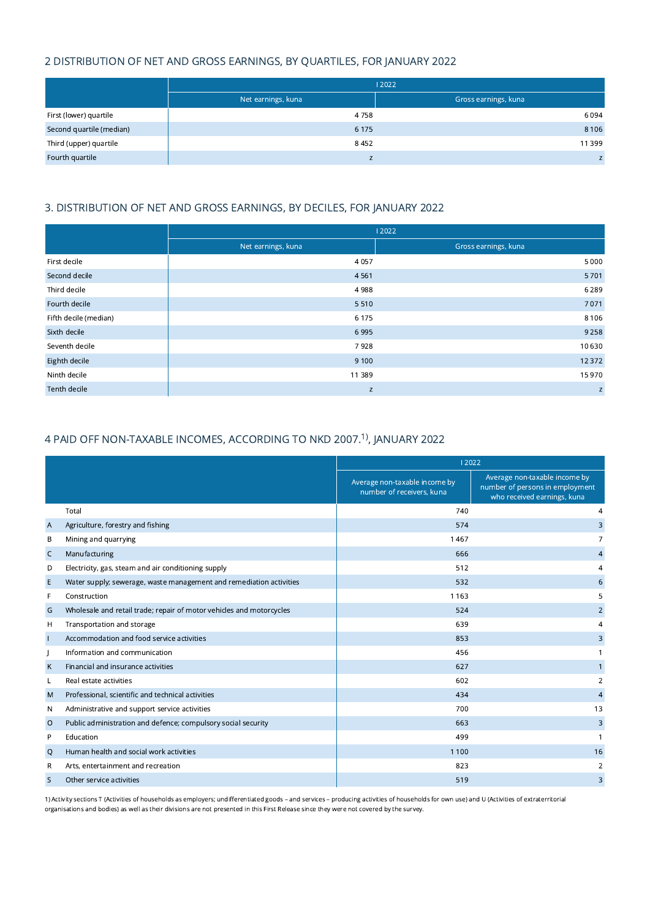## 2 DISTRIBUTION OF NET AND GROSS EARNINGS, BY QUARTILES, FOR JANUARY 2022

| | I 2022 | |
|---|---|---|
| | Net earnings, kuna | Gross earnings, kuna |
| First (lower) quartile | 4 758 | 6 094 |
| Second quartile (median) | 6 175 | 8 106 |
| Third (upper) quartile | 8 452 | 11 399 |
| Fourth quartile | z | z |

## 3. DISTRIBUTION OF NET AND GROSS EARNINGS, BY DECILES, FOR JANUARY 2022

| | I 2022 | |
|---|---|---|
| | Net earnings, kuna | Gross earnings, kuna |
| First decile | 4 057 | 5 000 |
| Second decile | 4 561 | 5 701 |
| Third decile | 4 988 | 6 289 |
| Fourth decile | 5 510 | 7 071 |
| Fifth decile (median) | 6 175 | 8 106 |
| Sixth decile | 6 995 | 9 258 |
| Seventh decile | 7 928 | 10 630 |
| Eighth decile | 9 100 | 12 372 |
| Ninth decile | 11 389 | 15 970 |
| Tenth decile | z | z |

## 4 PAID OFF NON-TAXABLE INCOMES, ACCORDING TO NKD 2007.[1]), JANUARY 2022

| | | I 2022 | |
|---|---|---|---|
| | | Average non-taxable income by number of receivers, kuna | Average non-taxable income by number of persons in employment who received earnings, kuna |
| | Total | 740 | 4 |
| A | Agriculture, forestry and fishing | 574 | 3 |
| B | Mining and quarrying | 1 467 | 7 |
| C | Manufacturing | 666 | 4 |
| D | Electricity, gas, steam and air conditioning supply | 512 | 4 |
| E | Water supply; sewerage, waste management and remediation activities | 532 | 6 |
| F | Construction | 1 163 | 5 |
| G | Wholesale and retail trade; repair of motor vehicles and motorcycles | 524 | 2 |
| H | Transportation and storage | 639 | 4 |
| I | Accommodation and food service activities | 853 | 3 |
| J | Information and communication | 456 | 1 |
| K | Financial and insurance activities | 627 | 1 |
| L | Real estate activities | 602 | 2 |
| M | Professional, scientific and technical activities | 434 | 4 |
| N | Administrative and support service activities | 700 | 13 |
| O | Public administration and defence; compulsory social security | 663 | 3 |
| P | Education | 499 | 1 |
| Q | Human health and social work activities | 1 100 | 16 |
| R | Arts, entertainment and recreation | 823 | 2 |
| S | Other service activities | 519 | 3 |

1) Activity sections T (Activities of households as employers; undifferentiated goods – and services – producing activities of households for own use) and U (Activities of extraterritorial organisations and bodies) as well as their divisions are not presented in this First Release since they were not covered by the survey.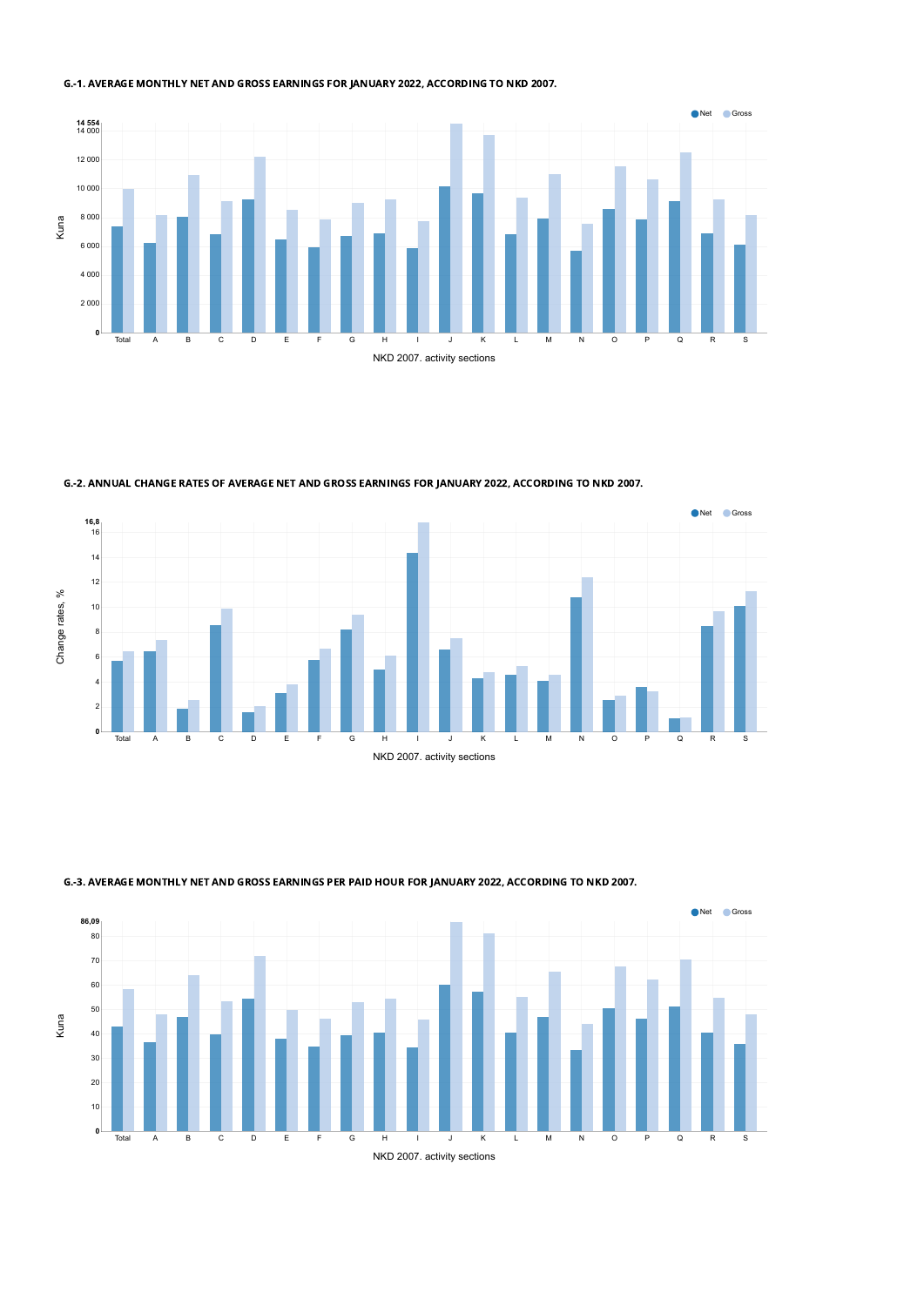**G.-1. AVERAGE MONTHLY NET AND GROSS EARNINGS FOR JANUARY 2022, ACCORDING TO NKD 2007.**

Net Gross

Kuna

14 554
14 000
12 000
10 000
8 000
6 000
4 000
2 000
0

Total A B C D E F G H I J K L M N O P Q R S

NKD 2007. activity sections

**G.-2. ANNUAL CHANGE RATES OF AVERAGE NET AND GROSS EARNINGS FOR JANUARY 2022, ACCORDING TO NKD 2007.**

Net Gross

Change rates, %

16,8
16
14
12
10
8
6
4
2
0

Total A B C D E F G H I J K L M N O P Q R S

NKD 2007. activity sections

**G.-3. AVERAGE MONTHLY NET AND GROSS EARNINGS PER PAID HOUR FOR JANUARY 2022, ACCORDING TO NKD 2007.**

Net Gross

Kuna

86,09
80
70
60
50
40
30
20
10
0

Total A B C D E F G H I J K L M N O P Q R S

NKD 2007. activity sections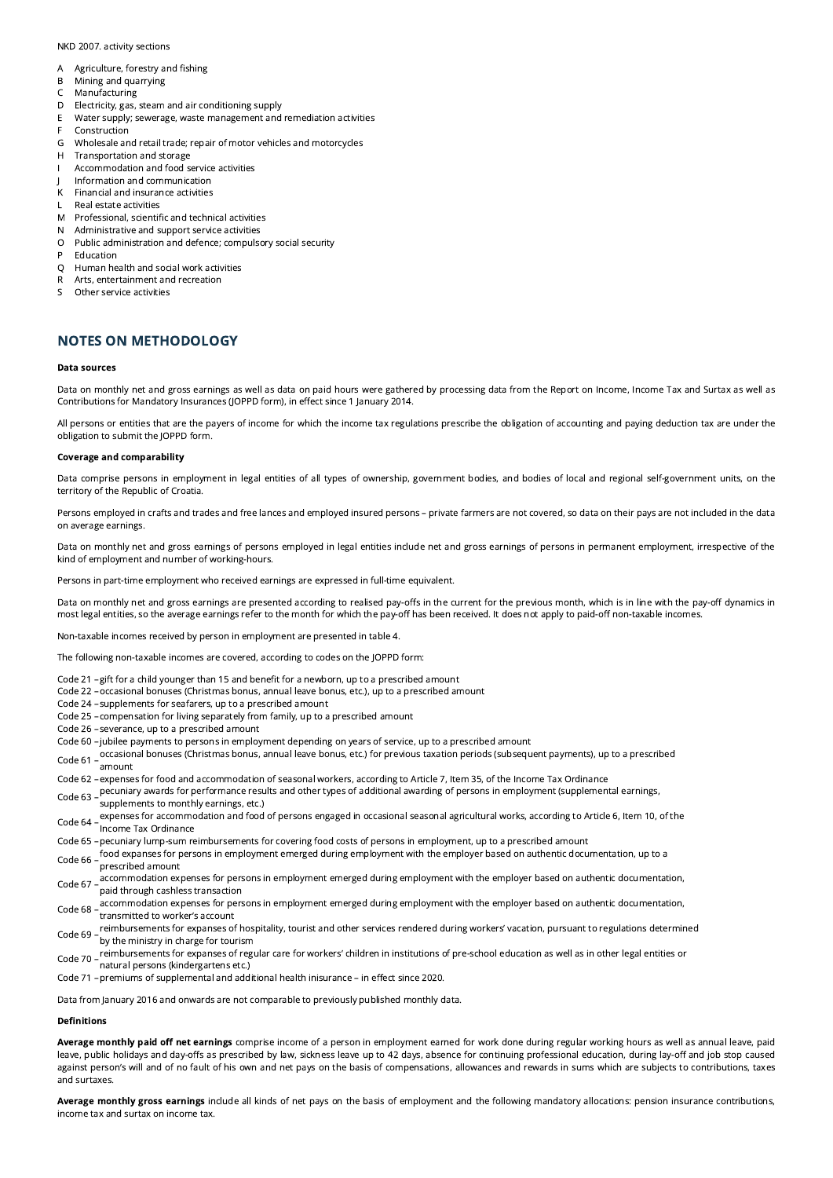NKD 2007. activity sections

- A Agriculture, forestry and fishing
- B Mining and quarrying
- C Manufacturing
- D Electricity, gas, steam and air conditioning supply
- E Water supply; sewerage, waste management and remediation activities
- F Construction
- G Wholesale and retail trade; repair of motor vehicles and motorcycles
- H Transportation and storage
- I Accommodation and food service activities
- J Information and communication
- K Financial and insurance activities
- L Real estate activities
- M Professional, scientific and technical activities
- N Administrative and support service activities
- O Public administration and defence; compulsory social security
- P Education
- Q Human health and social work activities
- R Arts, entertainment and recreation
- S Other service activities

## NOTES ON METHODOLOGY

**Data sources**

Data on monthly net and gross earnings as well as data on paid hours were gathered by processing data from the Report on Income, Income Tax and Surtax as well as Contributions for Mandatory Insurances (JOPPD form), in effect since 1 January 2014.

All persons or entities that are the payers of income for which the income tax regulations prescribe the obligation of accounting and paying deduction tax are under the obligation to submit the JOPPD form.

**Coverage and comparability**

Data comprise persons in employment in legal entities of all types of ownership, government bodies, and bodies of local and regional self-government units, on the territory of the Republic of Croatia.

Persons employed in crafts and trades and free lances and employed insured persons – private farmers are not covered, so data on their pays are not included in the data on average earnings.

Data on monthly net and gross earnings of persons employed in legal entities include net and gross earnings of persons in permanent employment, irrespective of the kind of employment and number of working-hours.

Persons in part-time employment who received earnings are expressed in full-time equivalent.

Data on monthly net and gross earnings are presented according to realised pay-offs in the current for the previous month, which is in line with the pay-off dynamics in most legal entities, so the average earnings refer to the month for which the pay-off has been received. It does not apply to paid-off non-taxable incomes.

Non-taxable incomes received by person in employment are presented in table 4.

The following non-taxable incomes are covered, according to codes on the JOPPD form:

- Code 21 – gift for a child younger than 15 and benefit for a newborn, up to a prescribed amount
- Code 22 – occasional bonuses (Christmas bonus, annual leave bonus, etc.), up to a prescribed amount
- Code 24 – supplements for seafarers, up to a prescribed amount
- Code 25 – compensation for living separately from family, up to a prescribed amount
- Code 26 – severance, up to a prescribed amount
- Code 60 – jubilee payments to persons in employment depending on years of service, up to a prescribed amount
- Code 61 – occasional bonuses (Christmas bonus, annual leave bonus, etc.) for previous taxation periods (subsequent payments), up to a prescribed amount
- Code 62 – expenses for food and accommodation of seasonal workers, according to Article 7, Item 35, of the Income Tax Ordinance
- Code 63 – pecuniary awards for performance results and other types of additional awarding of persons in employment (supplemental earnings, supplements to monthly earnings, etc.)
- Code 64 – expenses for accommodation and food of persons engaged in occasional seasonal agricultural works, according to Article 6, Item 10, of the Income Tax Ordinance
- Code 65 – pecuniary lump-sum reimbursements for covering food costs of persons in employment, up to a prescribed amount
- Code 66 – food expanses for persons in employment emerged during employment with the employer based on authentic documentation, up to a prescribed amount
- Code 67 – accommodation expenses for persons in employment emerged during employment with the employer based on authentic documentation, paid through cashless transaction
- Code 68 – accommodation expenses for persons in employment emerged during employment with the employer based on authentic documentation, transmitted to worker's account
- Code 69 – reimbursements for expanses of hospitality, tourist and other services rendered during workers' vacation, pursuant to regulations determined by the ministry in charge for tourism
- Code 70 – reimbursements for expanses of regular care for workers' children in institutions of pre-school education as well as in other legal entities or natural persons (kindergartens etc.)
- Code 71 – premiums of supplemental and additional health inisurance – in effect since 2020.

Data from January 2016 and onwards are not comparable to previously published monthly data.

**Definitions**

**Average monthly paid off net earnings** comprise income of a person in employment earned for work done during regular working hours as well as annual leave, paid leave, public holidays and day-offs as prescribed by law, sickness leave up to 42 days, absence for continuing professional education, during lay-off and job stop caused against person's will and of no fault of his own and net pays on the basis of compensations, allowances and rewards in sums which are subjects to contributions, taxes and surtaxes.

**Average monthly gross earnings** include all kinds of net pays on the basis of employment and the following mandatory allocations: pension insurance contributions, income tax and surtax on income tax.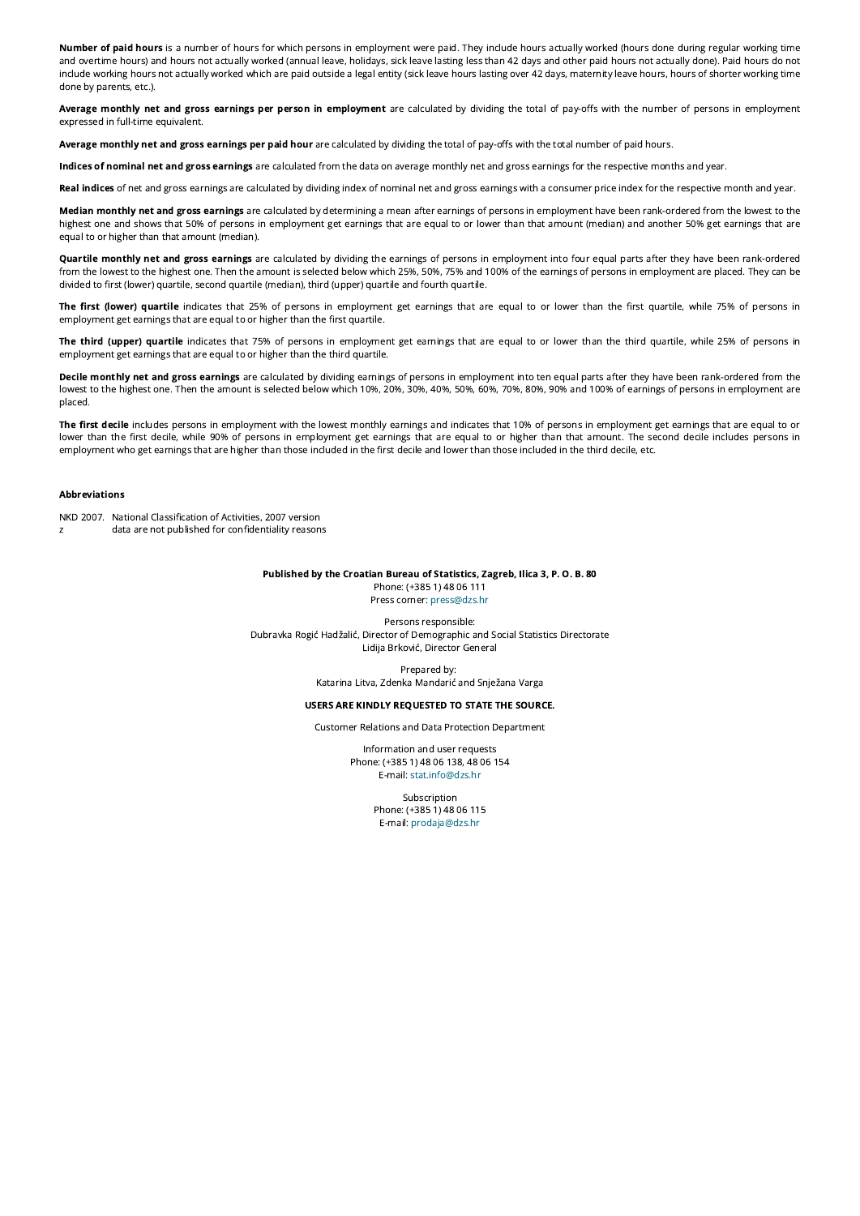**Number of paid hours** is a number of hours for which persons in employment were paid. They include hours actually worked (hours done during regular working time and overtime hours) and hours not actually worked (annual leave, holidays, sick leave lasting less than 42 days and other paid hours not actually done). Paid hours do not include working hours not actually worked which are paid outside a legal entity (sick leave hours lasting over 42 days, maternity leave hours, hours of shorter working time done by parents, etc.).

**Average monthly net and gross earnings per person in employment** are calculated by dividing the total of pay-offs with the number of persons in employment expressed in full-time equivalent.

**Average monthly net and gross earnings per paid hour** are calculated by dividing the total of pay-offs with the total number of paid hours.

**Indices of nominal net and gross earnings** are calculated from the data on average monthly net and gross earnings for the respective months and year.

**Real indices** of net and gross earnings are calculated by dividing index of nominal net and gross earnings with a consumer price index for the respective month and year.

**Median monthly net and gross earnings** are calculated by determining a mean after earnings of persons in employment have been rank-ordered from the lowest to the highest one and shows that 50% of persons in employment get earnings that are equal to or lower than that amount (median) and another 50% get earnings that are equal to or higher than that amount (median).

**Quartile monthly net and gross earnings** are calculated by dividing the earnings of persons in employment into four equal parts after they have been rank-ordered from the lowest to the highest one. Then the amount is selected below which 25%, 50%, 75% and 100% of the earnings of persons in employment are placed. They can be divided to first (lower) quartile, second quartile (median), third (upper) quartile and fourth quartile.

**The first (lower) quartile** indicates that 25% of persons in employment get earnings that are equal to or lower than the first quartile, while 75% of persons in employment get earnings that are equal to or higher than the first quartile.

**The third (upper) quartile** indicates that 75% of persons in employment get earnings that are equal to or lower than the third quartile, while 25% of persons in employment get earnings that are equal to or higher than the third quartile.

**Decile monthly net and gross earnings** are calculated by dividing earnings of persons in employment into ten equal parts after they have been rank-ordered from the lowest to the highest one. Then the amount is selected below which 10%, 20%, 30%, 40%, 50%, 60%, 70%, 80%, 90% and 100% of earnings of persons in employment are placed.

**The first decile** includes persons in employment with the lowest monthly earnings and indicates that 10% of persons in employment get earnings that are equal to or lower than the first decile, while 90% of persons in employment get earnings that are equal to or higher than that amount. The second decile includes persons in employment who get earnings that are higher than those included in the first decile and lower than those included in the third decile, etc.

**Abbreviations**

NKD 2007. National Classification of Activities, 2007 version
z data are not published for confidentiality reasons

**Published by the Croatian Bureau of Statistics, Zagreb, Ilica 3, P. O. B. 80**
Phone: (+385 1) 48 06 111
Press corner: press@dzs.hr

Persons responsible:
Dubravka Rogić Hadžalić, Director of Demographic and Social Statistics Directorate
Lidija Brković, Director General

Prepared by:
Katarina Litva, Zdenka Mandarić and Snježana Varga

**USERS ARE KINDLY REQUESTED TO STATE THE SOURCE.**

Customer Relations and Data Protection Department

Information and user requests
Phone: (+385 1) 48 06 138, 48 06 154
E-mail: stat.info@dzs.hr

Subscription
Phone: (+385 1) 48 06 115
E-mail: prodaja@dzs.hr